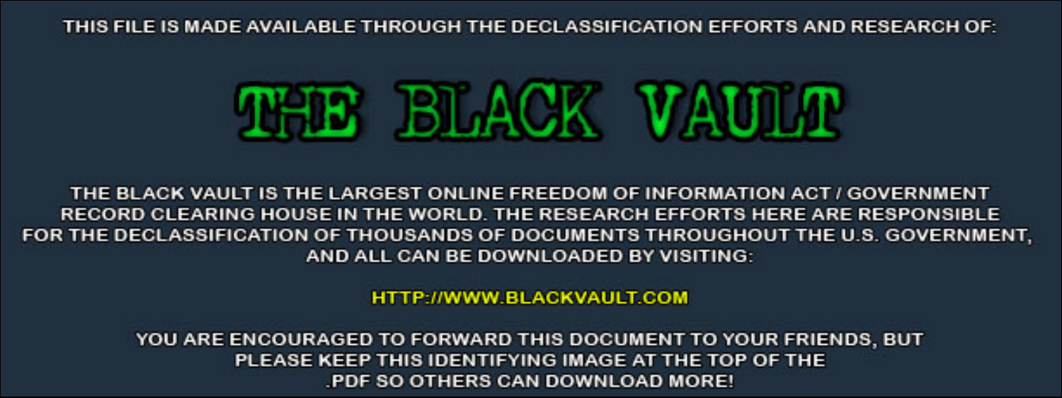THIS FILE IS MADE AVAILABLE THROUGH THE DECLASSIFICATION EFFORTS AND RESEARCH OF:

# THE BLACK VAULT

THE BLACK VAULT IS THE LARGEST ONLINE FREEDOM OF INFORMATION ACT / GOVERNMENT RECORD CLEARING HOUSE IN THE WORLD. THE RESEARCH EFFORTS HERE ARE RESPONSIBLE FOR THE DECLASSIFICATION OF THOUSANDS OF DOCUMENTS THROUGHOUT THE U.S. GOVERNMENT, AND ALL CAN BE DOWNLOADED BY VISITING:

HTTP://WWW.BLACKVAULT.COM

YOU ARE ENCOURAGED TO FORWARD THIS DOCUMENT TO YOUR FRIENDS, BUT PLEASE KEEP THIS IDENTIFYING IMAGE AT THE TOP OF THE .PDF SO OTHERS CAN DOWNLOAD MORE!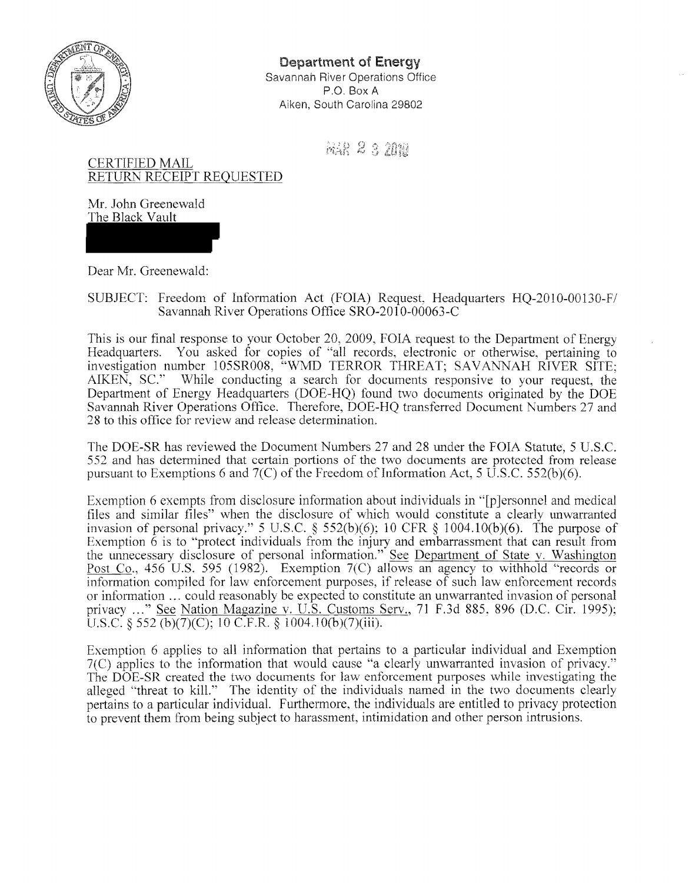**Department of Energy**
Savannah River Operations Office
P.O. Box A
Aiken, South Carolina 29802

MAR 2 3 2010

CERTIFIED MAIL
RETURN RECEIPT REQUESTED

Mr. John Greenewald
The Black Vault

Dear Mr. Greenewald:

SUBJECT: Freedom of Information Act (FOIA) Request, Headquarters HQ-2010-00130-F/ Savannah River Operations Office SRO-2010-00063-C

This is our final response to your October 20, 2009, FOIA request to the Department of Energy Headquarters. You asked for copies of "all records, electronic or otherwise, pertaining to investigation number 105SR008, "WMD TERROR THREAT; SAVANNAH RIVER SITE; AIKEN, SC." While conducting a search for documents responsive to your request, the Department of Energy Headquarters (DOE-HQ) found two documents originated by the DOE Savannah River Operations Office. Therefore, DOE-HQ transferred Document Numbers 27 and 28 to this office for review and release determination.

The DOE-SR has reviewed the Document Numbers 27 and 28 under the FOIA Statute, 5 U.S.C. 552 and has determined that certain portions of the two documents are protected from release pursuant to Exemptions 6 and 7(C) of the Freedom of Information Act, 5 U.S.C. 552(b)(6).

Exemption 6 exempts from disclosure information about individuals in "[p]ersonnel and medical files and similar files" when the disclosure of which would constitute a clearly unwarranted invasion of personal privacy." 5 U.S.C. § 552(b)(6); 10 CFR § 1004.10(b)(6). The purpose of Exemption 6 is to "protect individuals from the injury and embarrassment that can result from the unnecessary disclosure of personal information." See Department of State v. Washington Post Co., 456 U.S. 595 (1982). Exemption 7(C) allows an agency to withhold "records or information compiled for law enforcement purposes, if release of such law enforcement records or information ... could reasonably be expected to constitute an unwarranted invasion of personal privacy ..." See Nation Magazine v. U.S. Customs Serv., 71 F.3d 885, 896 (D.C. Cir. 1995); U.S.C. § 552 (b)(7)(C); 10 C.F.R. § 1004.10(b)(7)(iii).

Exemption 6 applies to all information that pertains to a particular individual and Exemption 7(C) applies to the information that would cause "a clearly unwarranted invasion of privacy." The DOE-SR created the two documents for law enforcement purposes while investigating the alleged "threat to kill." The identity of the individuals named in the two documents clearly pertains to a particular individual. Furthermore, the individuals are entitled to privacy protection to prevent them from being subject to harassment, intimidation and other person intrusions.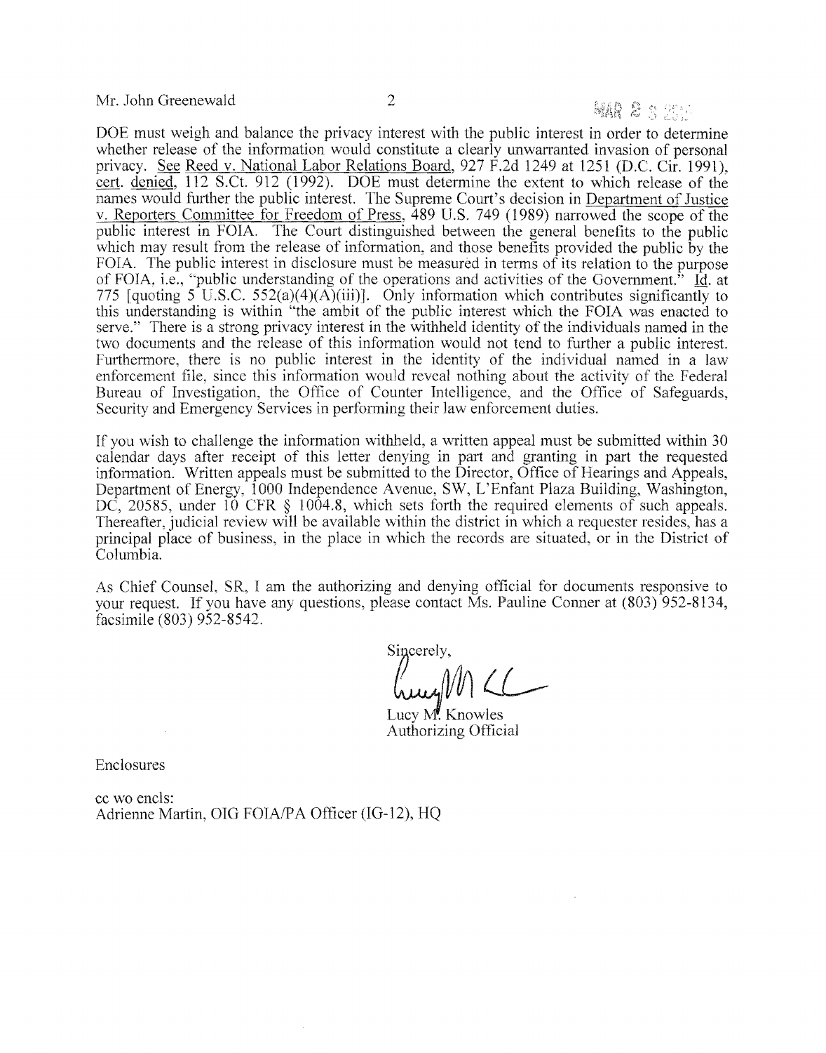DOE must weigh and balance the privacy interest with the public interest in order to determine whether release of the information would constitute a clearly unwarranted invasion of personal privacy. See Reed v. National Labor Relations Board, 927 F.2d 1249 at 1251 (D.C. Cir. 1991), cert. denied, 112 S.Ct. 912 (1992). DOE must determine the extent to which release of the names would further the public interest. The Supreme Court's decision in Department of Justice v. Reporters Committee for Freedom of Press, 489 U.S. 749 (1989) narrowed the scope of the public interest in FOIA. The Court distinguished between the general benefits to the public which may result from the release of information, and those benefits provided the public by the FOIA. The public interest in disclosure must be measured in terms of its relation to the purpose of FOIA, i.e., "public understanding of the operations and activities of the Government." Id. at 775 [quoting 5 U.S.C. 552(a)(4)(A)(iii)]. Only information which contributes significantly to this understanding is within "the ambit of the public interest which the FOIA was enacted to serve." There is a strong privacy interest in the withheld identity of the individuals named in the two documents and the release of this information would not tend to further a public interest. Furthermore, there is no public interest in the identity of the individual named in a law enforcement file, since this information would reveal nothing about the activity of the Federal Bureau of Investigation, the Office of Counter Intelligence, and the Office of Safeguards, Security and Emergency Services in performing their law enforcement duties.

If you wish to challenge the information withheld, a written appeal must be submitted within 30 calendar days after receipt of this letter denying in part and granting in part the requested information. Written appeals must be submitted to the Director, Office of Hearings and Appeals, Department of Energy, 1000 Independence Avenue, SW, L'Enfant Plaza Building, Washington, DC, 20585, under 10 CFR § 1004.8, which sets forth the required elements of such appeals. Thereafter, judicial review will be available within the district in which a requester resides, has a principal place of business, in the place in which the records are situated, or in the District of Columbia.

As Chief Counsel, SR, I am the authorizing and denying official for documents responsive to your request. If you have any questions, please contact Ms. Pauline Conner at (803) 952-8134, facsimile (803) 952-8542.

Sincerely,

Lucy M. Knowles
Authorizing Official

Enclosures

cc wo encls:
Adrienne Martin, OIG FOIA/PA Officer (IG-12), HQ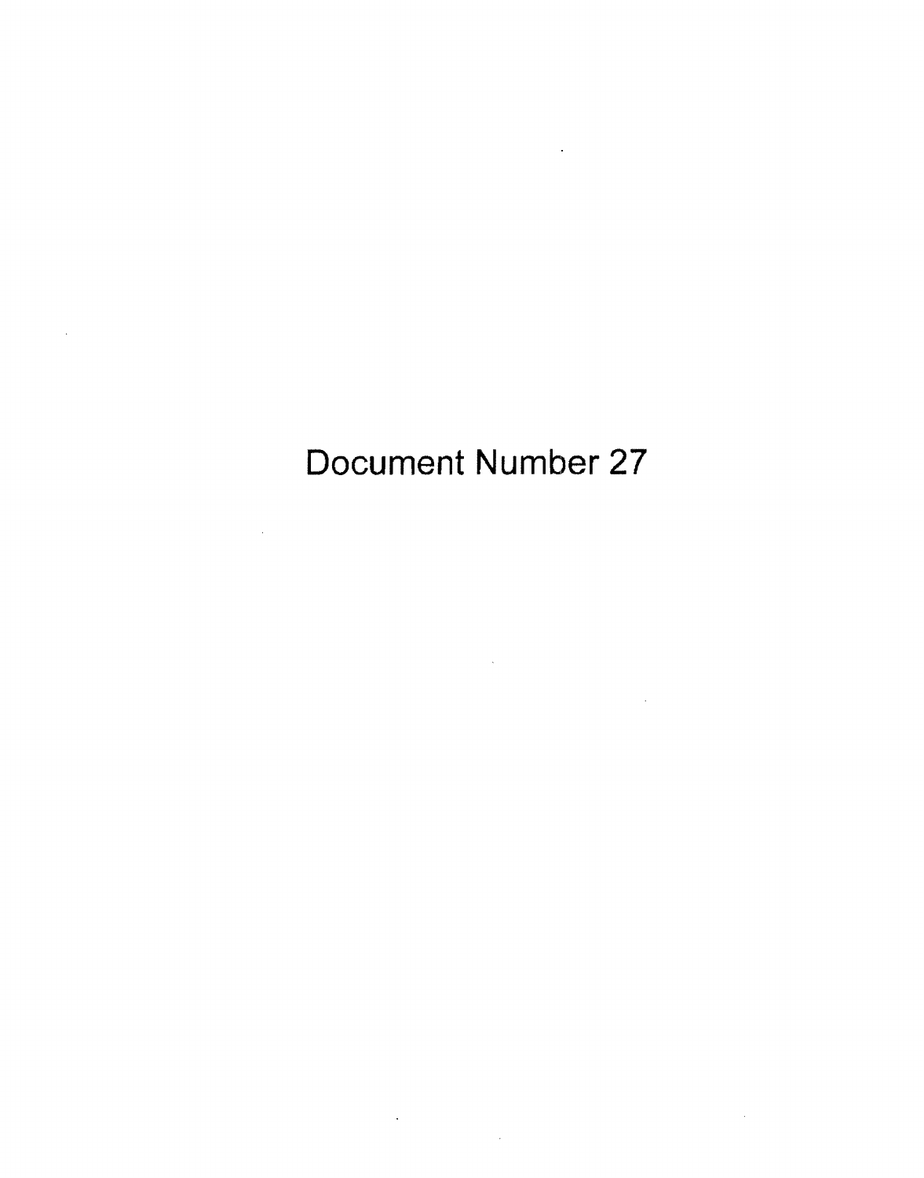Document Number 27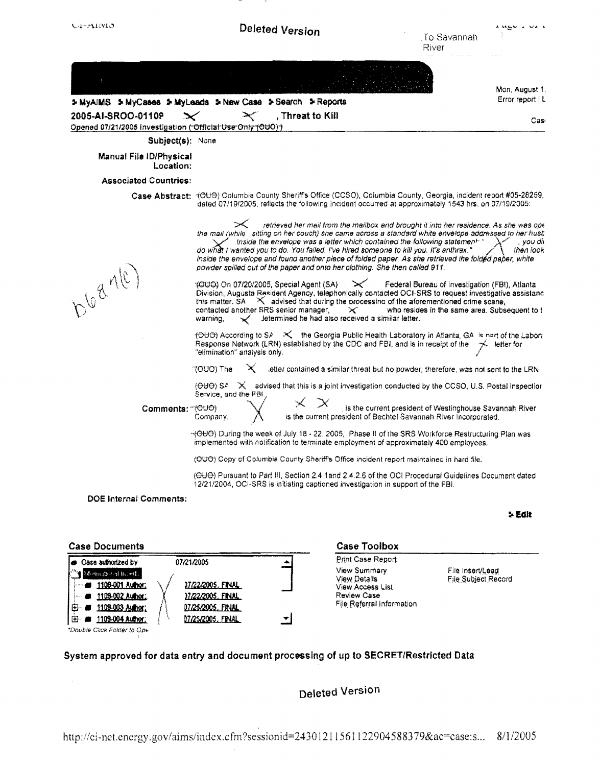Deleted Version

To Savannah River

Mon, August 1,

Error report | L

MyAIMS  MyCases  MyLeads  New Case  Search  Reports

**2005-AI-SROO-01109 ✕ ✕ , Threat to Kill**

Opened 07/21/2005 Investigation (Official Use Only (OUO))

Cas

**Subject(s):** None

**Manual File ID/Physical Location:**

**Associated Countries:**

**Case Abstract:** (OUO) Columbia County Sheriff's Office (CCSO), Columbia County, Georgia, incident report #05-28259, dated 07/19/2005, reflects the following incident occurred at approximately 1543 hrs. on 07/19/2005:

✕ *retrieved her mail from the mailbox and brought it into her residence. As she was ope the mail (while sitting on her couch) she came across a standard white envelope addressed to her hust ✕ Inside the envelope was a letter which contained the following statement: " ✕ , you di do what I wanted you to do. You failed. I've hired someone to kill you. It's anthrax." ✕ then look inside the envelope and found another piece of folded paper. As she retrieved the folded paper, white powder spilled out of the paper and onto her clothing. She then called 911.*

(OUO) On 07/20/2005, Special Agent (SA) ✕ Federal Bureau of Investigation (FBI), Atlanta Division, Augusta Resident Agency, telephonically contacted OCI-SRS to request investigative assistanc this matter. SA ✕ advised that during the processing of the aforementioned crime scene, contacted another SRS senior manager, ✕ who resides in the same area. Subsequent to t warning, ✕ determined he had also received a similar letter.

(OUO) According to SA ✕ the Georgia Public Health Laboratory in Atlanta, GA is part of the Labor Response Network (LRN) established by the CDC and FBI, and is in receipt of the ✕ letter for "elimination" analysis only.

(OUO) The ✕ letter contained a similar threat but no powder; therefore, was not sent to the LRN

(OUO) SA ✕ advised that this is a joint investigation conducted by the CCSO, U.S. Postal Inspectior Service, and the FBI.

b6 & 7(c)

**Comments:** (OUO) ✕ ✕ ✕ is the current president of Westinghouse Savannah River Company. ✕ is the current president of Bechtel Savannah River Incorporated.

(OUO) During the week of July 18 - 22, 2005, Phase II of the SRS Workforce Restructuring Plan was implemented with notification to terminate employment of approximately 400 employees.

(OUO) Copy of Columbia County Sheriff's Office incident report maintained in hard file.

(OUO) Pursuant to Part III, Section 2.4.1and 2.4.2.6 of the OCI Procedural Guidelines Document dated 12/21/2004, OCI-SRS is initiating captioned investigation in support of the FBI.

**DOE Internal Comments:**

Edit

### Case Documents

| | |
|---|---|
| Case authorized by | 07/21/2005 |
| Memorandum Insert | |
| 1109-001 Author: ✕ | 07/22/2005, FINAL |
| 1109-002 Author: ✕ | 07/22/2005, FINAL |
| 1109-003 Author: ✕ | 07/25/2005, FINAL |
| 1109-004 Author: ✕ | 07/25/2005, FINAL |

*Double Click Folder to Ope

### Case Toolbox

- Print Case Report
- View Summary
- View Details
- View Access List
- Review Case
- File Referral Information
- File Insert/Lead
- File Subject Record

**System approved for data entry and document processing of up to SECRET/Restricted Data**

Deleted Version

http://ci-net.energy.gov/aims/index.cfm?sessionid=243012115611229045883798&ac=case:s... 8/1/2005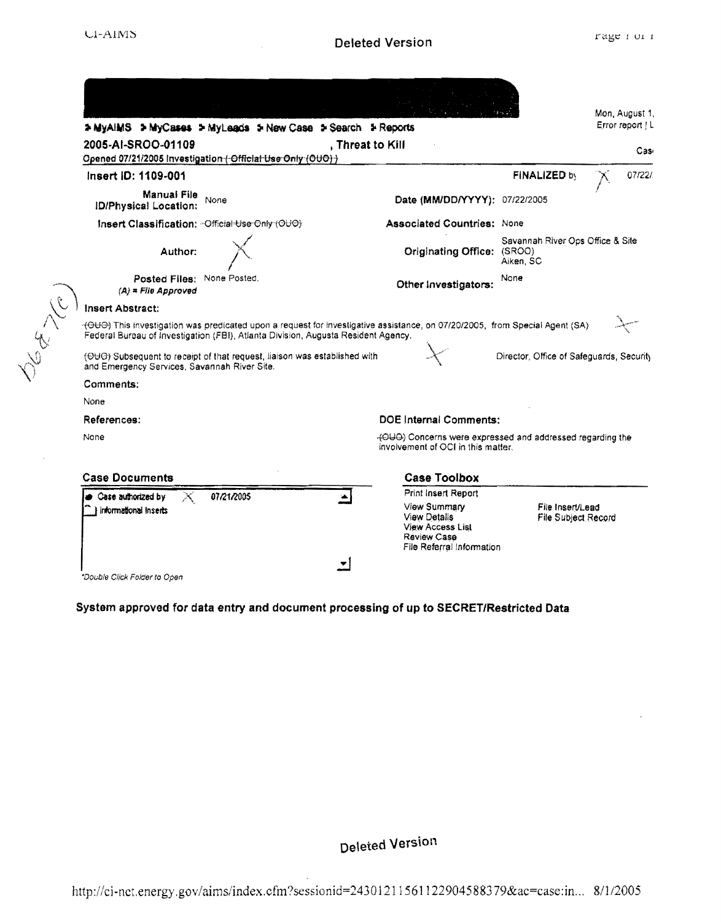Deleted Version

Mon, August 1,
Error report | L

> MyAIMS > MyCases > MyLeads > New Case > Search > Reports

**2005-AI-SROO-01109** , Threat to Kill

Cas

Opened 07/21/2005 Investigation ~~( Official Use Only (OUO) )~~

**Insert ID: 1109-001** | **FINALIZED** by X 07/22/

**Manual File ID/Physical Location:** None

**Date (MM/DD/YYYY):** 07/22/2005

**Insert Classification:** ~~Official Use Only (OUO)~~

**Associated Countries:** None

**Author:** X

**Originating Office:** Savannah River Ops Office & Site (SROO) Aiken, SC

**Posted Files:** None Posted.
*(A) = File Approved*

**Other Investigators:** None

b6 & 7(c)

**Insert Abstract:**

~~(OUO)~~ This investigation was predicated upon a request for investigative assistance, on 07/20/2005, from Special Agent (SA) X Federal Bureau of Investigation (FBI), Atlanta Division, Augusta Resident Agency.

~~(OUO)~~ Subsequent to receipt of that request, liaison was established with X Director, Office of Safeguards, Security and Emergency Services, Savannah River Site.

**Comments:**

None

**References:**

None

**DOE Internal Comments:**

~~(OUO)~~ Concerns were expressed and addressed regarding the involvement of OCI in this matter.

**Case Documents**

- Case authorized by X 07/21/2005
- Informational Inserts

*Double Click Folder to Open*

**Case Toolbox**

- Print Insert Report
- View Summary
- View Details
- View Access List
- Review Case
- File Referral Information
- File Insert/Lead
- File Subject Record

**System approved for data entry and document processing of up to SECRET/Restricted Data**

Deleted Version

http://ci-net.energy.gov/aims/index.cfm?sessionid=2430121156112290458837 9&ac=case:in... 8/1/2005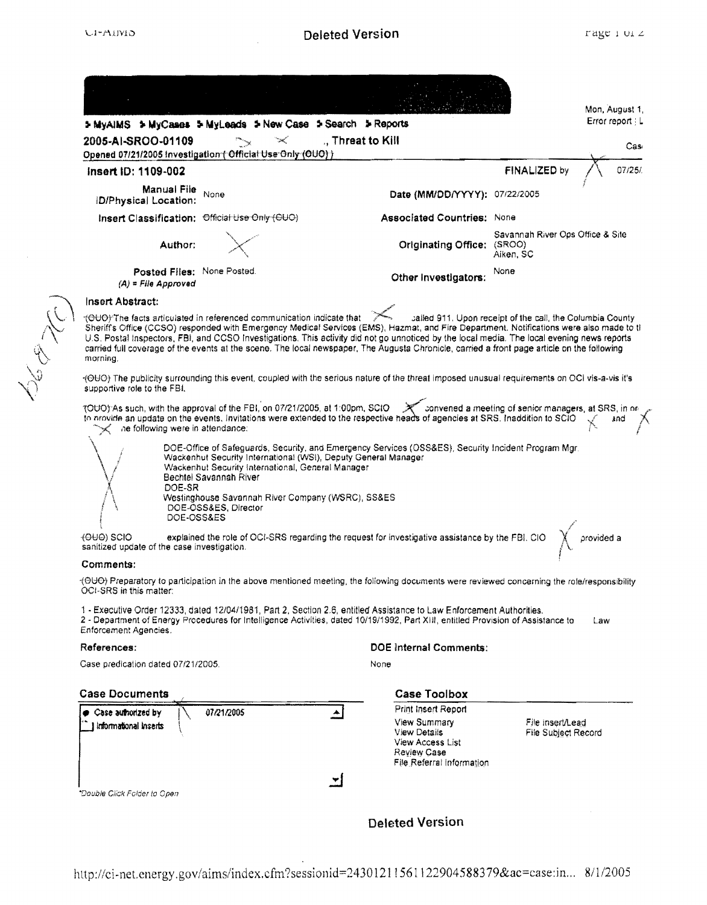Mon, August 1,
Error report : L

▶ MyAIMS ▶ MyCases ▶ MyLeads ▶ New Case ▶ Search ▶ Reports

**2005-AI-SROO-01109** ., Threat to Kill

Opened 07/21/2005 Investigation ( ~~Official Use Only (OUO)~~ )

**Insert ID: 1109-002**

FINALIZED by 07/25/

| | | | |
|---|---|---|---|
| **Manual File ID/Physical Location:** | None | **Date (MM/DD/YYYY):** | 07/22/2005 |
| **Insert Classification:** | ~~Official Use Only (OUO)~~ | **Associated Countries:** | None |
| **Author:** | | **Originating Office:** | Savannah River Ops Office & Site (SROO) Aiken, SC |
| **Posted Files:** *(A) = File Approved* | None Posted. | **Other Investigators:** | None |

### Insert Abstract:

~~(OUO)~~ The facts articulated in referenced communication indicate that called 911. Upon receipt of the call, the Columbia County Sheriff's Office (CCSO) responded with Emergency Medical Services (EMS), Hazmat, and Fire Department. Notifications were also made to tl U.S. Postal Inspectors, FBI, and CCSO Investigations. This activity did not go unnoticed by the local media. The local evening news reports carried full coverage of the events at the scene. The local newspaper, The Augusta Chronicle, carried a front page article on the following morning.

~~(OUO)~~ The publicity surrounding this event, coupled with the serious nature of the threat imposed unusual requirements on OCI vis-a-vis it's supportive role to the FBI.

~~(OUO)~~ As such, with the approval of the FBI, on 07/21/2005, at 1:00pm, SCIO convened a meeting of senior managers, at SRS, in or to provide an update on the events. Invitations were extended to the respective heads of agencies at SRS. Inaddition to SCIO and the following were in attendance:

- DOE-Office of Safeguards, Security, and Emergency Services (OSS&ES), Security Incident Program Mgr.
- Wackenhut Security International (WSI), Deputy General Manager
- Wackenhut Security International, General Manager
- Bechtel Savannah River
- DOE-SR
- Westinghouse Savannah River Company (WSRC), SS&ES
- DOE-OSS&ES, Director
- DOE-OSS&ES

~~(OUO)~~ SCIO explained the role of OCI-SRS regarding the request for investigative assistance by the FBI. CIO provided a sanitized update of the case investigation.

### Comments:

~~(OUO)~~ Preparatory to participation in the above mentioned meeting, the following documents were reviewed concerning the role/responsibility OCI-SRS in this matter:

1 - Executive Order 12333, dated 12/04/1981, Part 2, Section 2.6, entitled Assistance to Law Enforcement Authorities.
2 - Department of Energy Procedures for Intelligence Activities, dated 10/19/1992, Part XIII, entitled Provision of Assistance to Law Enforcement Agencies.

### References:

Case predication dated 07/21/2005.

### DOE Internal Comments:

None

### Case Documents

- Case authorized by 07/21/2005
- Informational Inserts

*Double Click Folder to Open

### Case Toolbox

- Print Insert Report
- View Summary
- View Details
- View Access List
- Review Case
- File Referral Information
- File Insert/Lead
- File Subject Record

Deleted Version

http://ci-net.energy.gov/aims/index.cfm?sessionid=24301211561122904588379&ac=case:in... 8/1/2005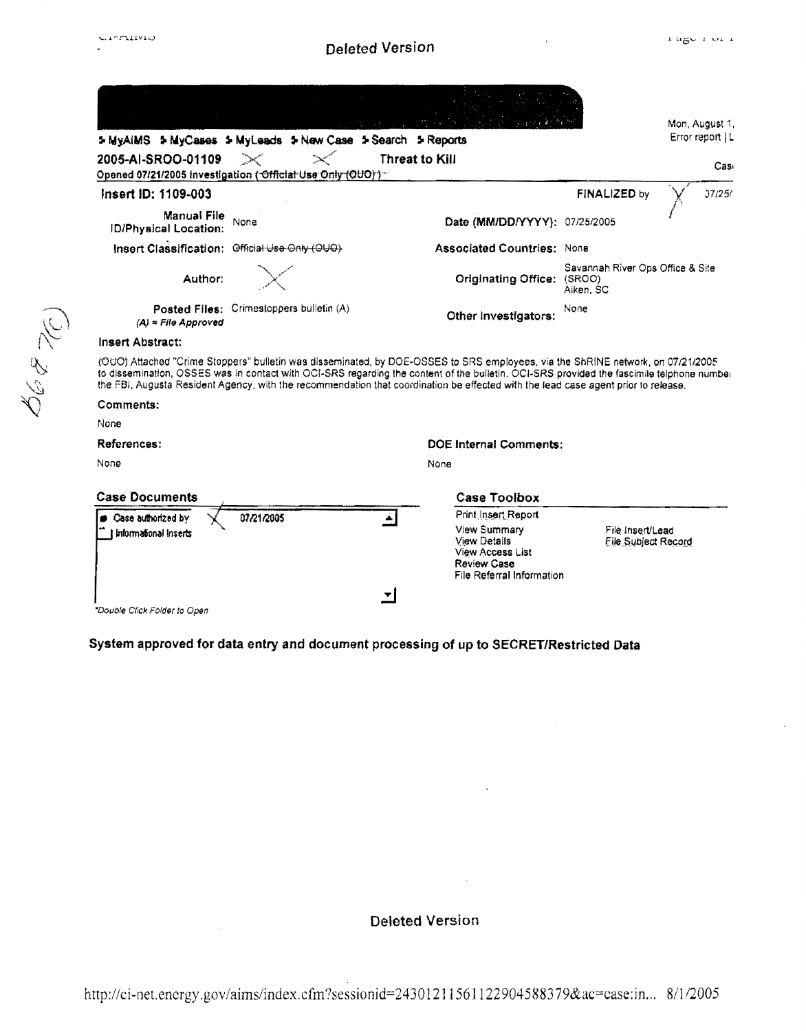Deleted Version

▸ MyAIMS ▸ MyCases ▸ MyLeads ▸ New Case ▸ Search ▸ Reports

Mon, August 1,
Error report | L

**2005-AI-SROO-01109** **Threat to Kill**

Opened 07/21/2005 Investigation ~~( Official Use Only (OUO) )~~

Cas

**Insert ID: 1109-003** **FINALIZED** by 07/25/

| | | | |
|---|---|---|---|
| **Manual File ID/Physical Location:** | None | **Date (MM/DD/YYYY):** | 07/25/2005 |
| **Insert Classification:** | ~~Official Use Only (OUO)~~ | **Associated Countries:** | None |
| **Author:** | | **Originating Office:** | Savannah River Ops Office & Site (SROO) Aiken, SC |
| **Posted Files:** *(A) = File Approved* | Crimestoppers bulletin (A) | **Other Investigators:** | None |

(b)(7)(C)

**Insert Abstract:**

~~(OUO)~~ Attached "Crime Stoppers" bulletin was disseminated, by DOE-OSSES to SRS employees, via the ShRINE network, on 07/21/2005 to dissemination, OSSES was in contact with OCI-SRS regarding the content of the bulletin. OCI-SRS provided the fascimile telphone numbe the FBI, Augusta Resident Agency, with the recommendation that coordination be effected with the lead case agent prior to release.

**Comments:**

None

**References:**

None

**DOE Internal Comments:**

None

**Case Documents**

- Case authorized by 07/21/2005
- Informational Inserts

*Double Click Folder to Open

**Case Toolbox**

- Print Insert Report
- View Summary
- View Details
- View Access List
- Review Case
- File Referral Information
- File Insert/Lead
- File Subject Record

**System approved for data entry and document processing of up to SECRET/Restricted Data**

Deleted Version

http://ci-net.energy.gov/aims/index.cfm?sessionid=24301211561122904588379&ac=case:in... 8/1/2005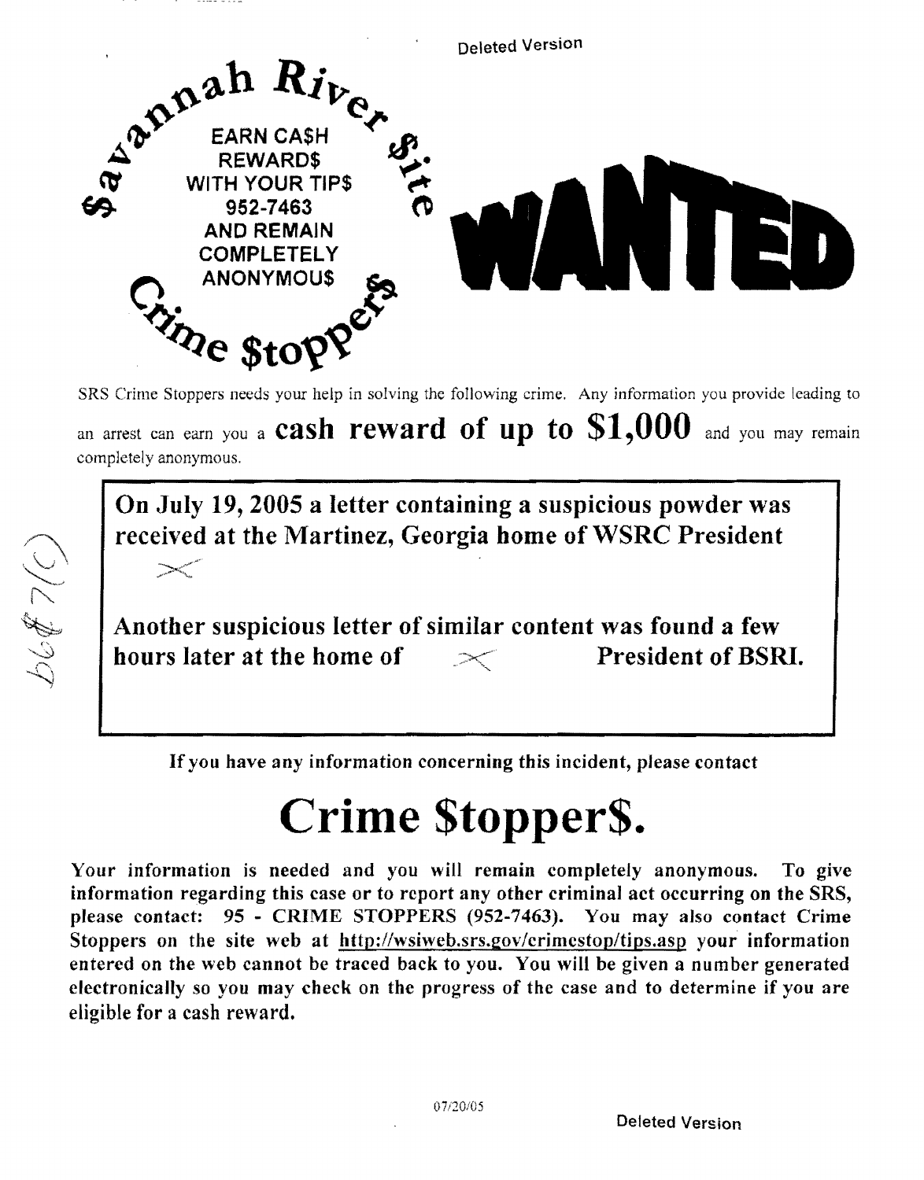Deleted Version

Savannah River Site Crime Stoppers

EARN CA$H REWARD$ WITH YOUR TIP$ 952-7463 AND REMAIN COMPLETELY ANONYMOU$

# WANTED

SRS Crime Stoppers needs your help in solving the following crime. Any information you provide leading to an arrest can earn you a **cash reward of up to $1,000** and you may remain completely anonymous.

**On July 19, 2005 a letter containing a suspicious powder was received at the Martinez, Georgia home of WSRC President**

**Another suspicious letter of similar content was found a few hours later at the home of President of BSRI.**

(b)(7)(C)

**If you have any information concerning this incident, please contact**

# Crime $topper$.

**Your information is needed and you will remain completely anonymous. To give information regarding this case or to report any other criminal act occurring on the SRS, please contact: 95 - CRIME STOPPERS (952-7463). You may also contact Crime Stoppers on the site web at http://wsiweb.srs.gov/crimestop/tips.asp your information entered on the web cannot be traced back to you. You will be given a number generated electronically so you may check on the progress of the case and to determine if you are eligible for a cash reward.**

07/20/05

Deleted Version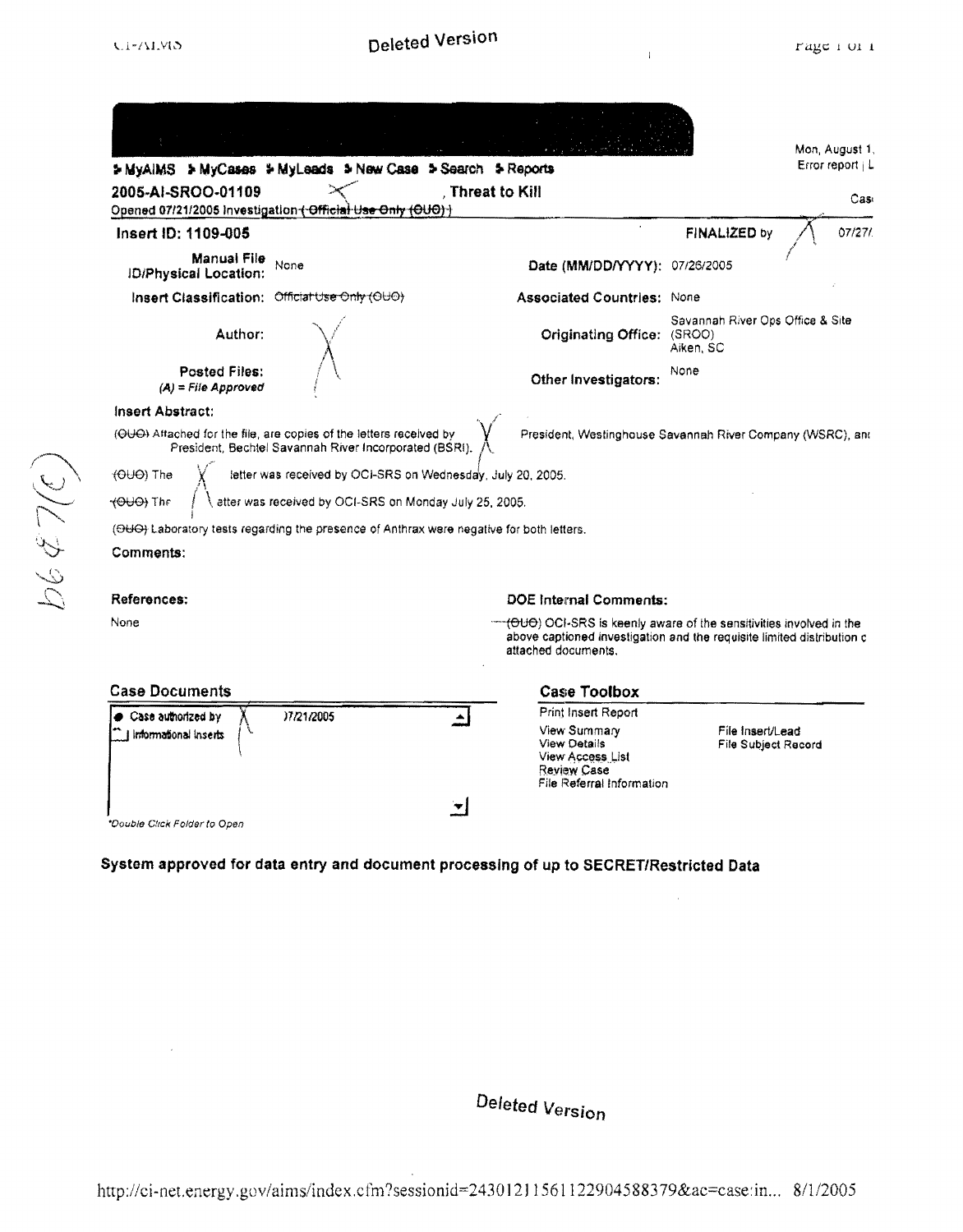Deleted Version

▶ MyAIMS ▶ MyCases ▶ MyLeads ▶ New Case ▶ Search ▶ Reports

Mon, August 1,
Error report | L

**2005-AI-SROO-01109** , **Threat to Kill**

Opened 07/21/2005 Investigation ~~( Official Use Only (OUO) )~~

Cas

**Insert ID: 1109-005**

**FINALIZED** by 07/27/

| | | | |
|---|---|---|---|
| **Manual File ID/Physical Location:** | None | **Date (MM/DD/YYYY):** | 07/26/2005 |
| **Insert Classification:** | ~~Official Use Only (OUO)~~ | **Associated Countries:** | None |
| **Author:** | | **Originating Office:** | Savannah River Ops Office & Site (SROO) Aiken, SC |
| **Posted Files:** *(A) = File Approved* | | **Other Investigators:** | None |

**Insert Abstract:**

~~(OUO)~~ Attached for the file, are copies of the letters received by President, Westinghouse Savannah River Company (WSRC), and President, Bechtel Savannah River Incorporated (BSRI).

~~(OUO)~~ The letter was received by OCI-SRS on Wednesday, July 20, 2005.

~~(OUO)~~ The letter was received by OCI-SRS on Monday July 25, 2005.

~~(OUO)~~ Laboratory tests regarding the presence of Anthrax were negative for both letters.

**Comments:**

**References:**

None

**DOE Internal Comments:**

~~(OUO)~~ OCI-SRS is keenly aware of the sensitivities involved in the above captioned investigation and the requisite limited distribution of attached documents.

**Case Documents**

- Case authorized by 07/21/2005
- Informational Inserts

*Double Click Folder to Open*

**Case Toolbox**

- Print Insert Report
- View Summary
- View Details
- View Access List
- Review Case
- File Referral Information
- File Insert/Lead
- File Subject Record

**System approved for data entry and document processing of up to SECRET/Restricted Data**

(b)(7)(c)

Deleted Version

http://ci-net.energy.gov/aims/index.cfm?sessionid=2430121156112290458837 9&ac=case:in... 8/1/2005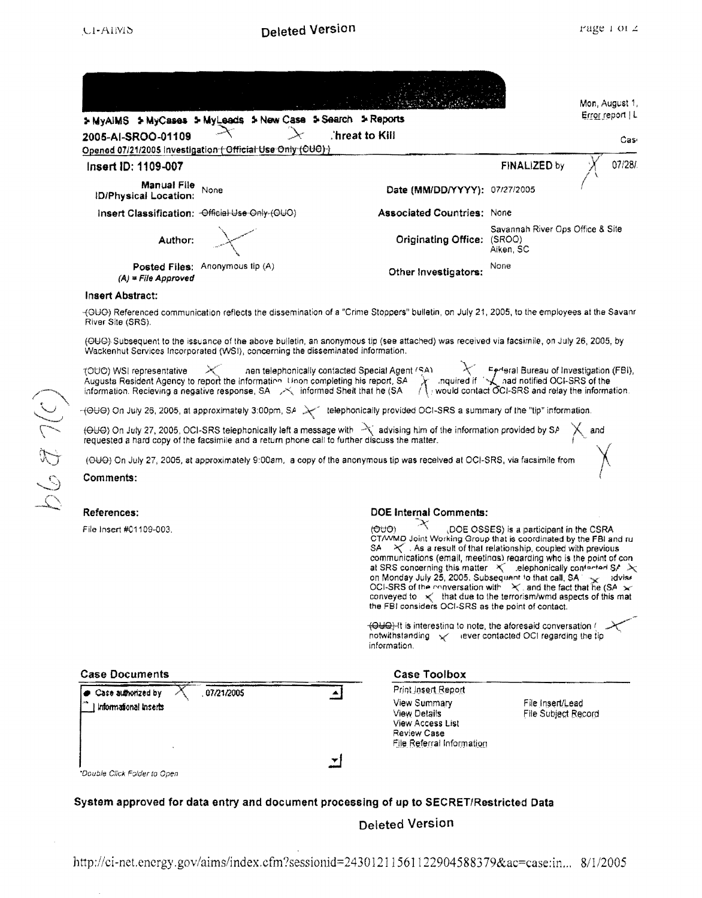Deleted Version

Mon, August 1,
Error report | L

MyAIMS  MyCases  MyLeads  New Case  Search  Reports

**2005-AI-SROO-01109** Threat to Kill

Opened 07/21/2005 Investigation ~~(Official Use Only (OUO))~~

**Insert ID: 1109-007**

**FINALIZED** by 07/28/

| | | | |
|---|---|---|---|
| **Manual File ID/Physical Location:** | None | **Date (MM/DD/YYYY):** | 07/27/2005 |
| **Insert Classification:** | ~~Official Use Only (OUO)~~ | **Associated Countries:** | None |
| **Author:** | | **Originating Office:** | Savannah River Ops Office & Site (SROO) Aiken, SC |
| **Posted Files:** *(A) = File Approved* | Anonymous tip (A) | **Other Investigators:** | None |

**Insert Abstract:**

~~(OUO)~~ Referenced communication reflects the dissemination of a "Crime Stoppers" bulletin, on July 21, 2005, to the employees at the Savanr River Site (SRS).

~~(OUO)~~ Subsequent to the issuance of the above bulletin, an anonymous tip (see attached) was received via facsimile, on July 26, 2005, by Wackenhut Services Incorporated (WSI), concerning the disseminated information.

(OUO) WSI representative hen telephonically contacted Special Agent (SA) Federal Bureau of Investigation (FBI), Augusta Resident Agency to report the information. Upon completing his report, SA inquired if had notified OCI-SRS of the information. Recieving a negative response, SA informed Shelt that he (SA ) would contact OCI-SRS and relay the information.

~~(OUO)~~ On July 26, 2005, at approximately 3:00pm, SA telephonically provided OCI-SRS a summary of the "tip" information.

~~(OUO)~~ On July 27, 2005, OCI-SRS telephonically left a message with advising him of the information provided by SA and requested a hard copy of the facsimile and a return phone call to further discuss the matter.

~~(OUO)~~ On July 27, 2005, at approximately 9:00am, a copy of the anonymous tip was received at OCI-SRS, via facsimile from

**Comments:**

**References:**

File Insert #01109-003.

**DOE Internal Comments:**

~~(OUO)~~ (DOE OSSES) is a participant in the CSRA CT/WMD Joint Working Group that is coordinated by the FBI and ru SA . As a result of that relationship, coupled with previous communications (email, meetings) regarding who is the point of con at SRS concerning this matter telephonically contacted SA on Monday July 25, 2005. Subsequent to that call, SA advise OCI-SRS of the conversation with and the fact that he (SA ) conveyed to that due to the terrorism/wmd aspects of this mat the FBI considers OCI-SRS as the point of contact.

~~(OUO)~~ It is interesting to note, the aforesaid conversation notwithstanding never contacted OCI regarding the tip information.

b6 & 7(c)

**Case Documents**

Case authorized by , 07/21/2005

Informational Inserts

*Double Click Folder to Open

**Case Toolbox**

Print Insert Report
View Summary
View Details
View Access List
Review Case
File Referral Information
File Insert/Lead
File Subject Record

**System approved for data entry and document processing of up to SECRET/Restricted Data**

Deleted Version

http://ci-net.energy.gov/aims/index.cfm?sessionid=24301211561122904588379&ac=case:in... 8/1/2005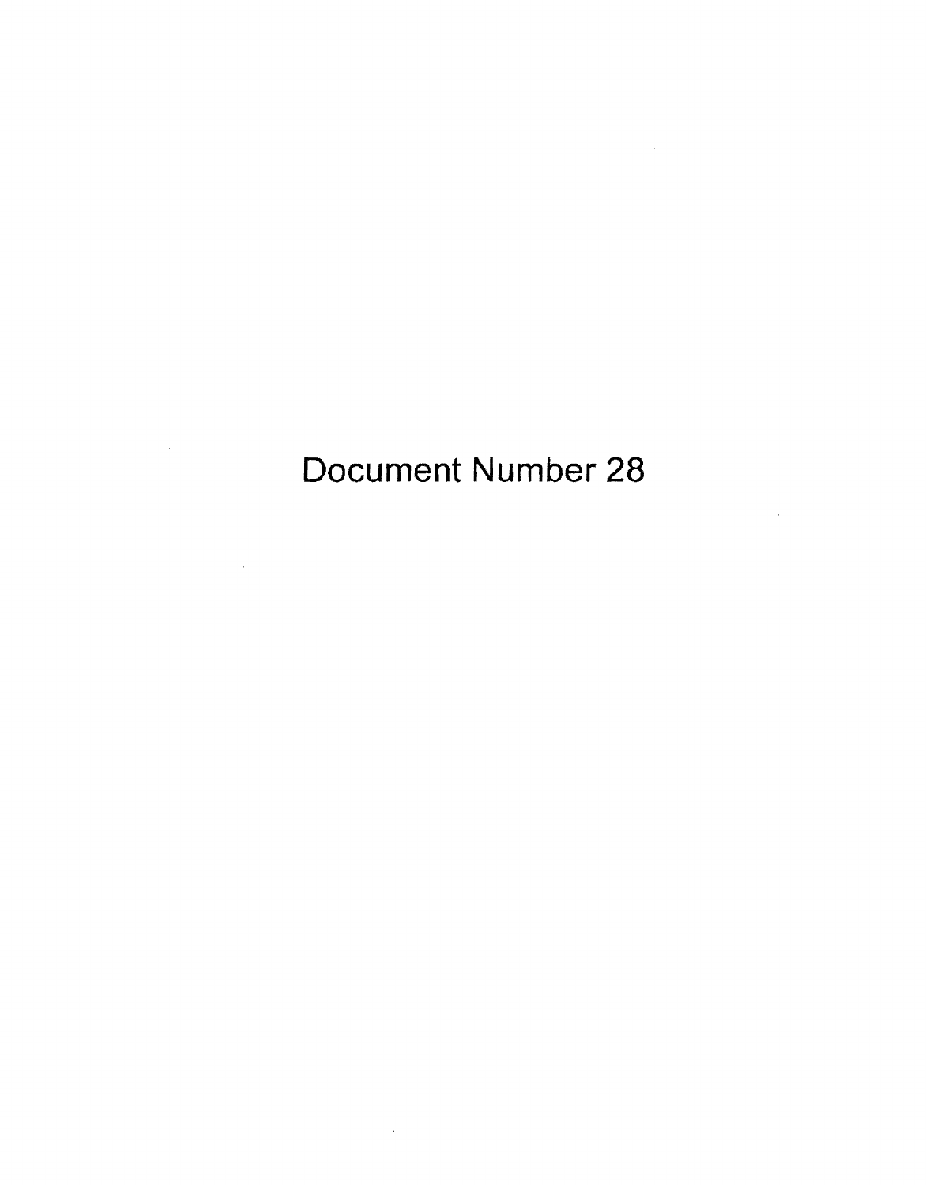Document Number 28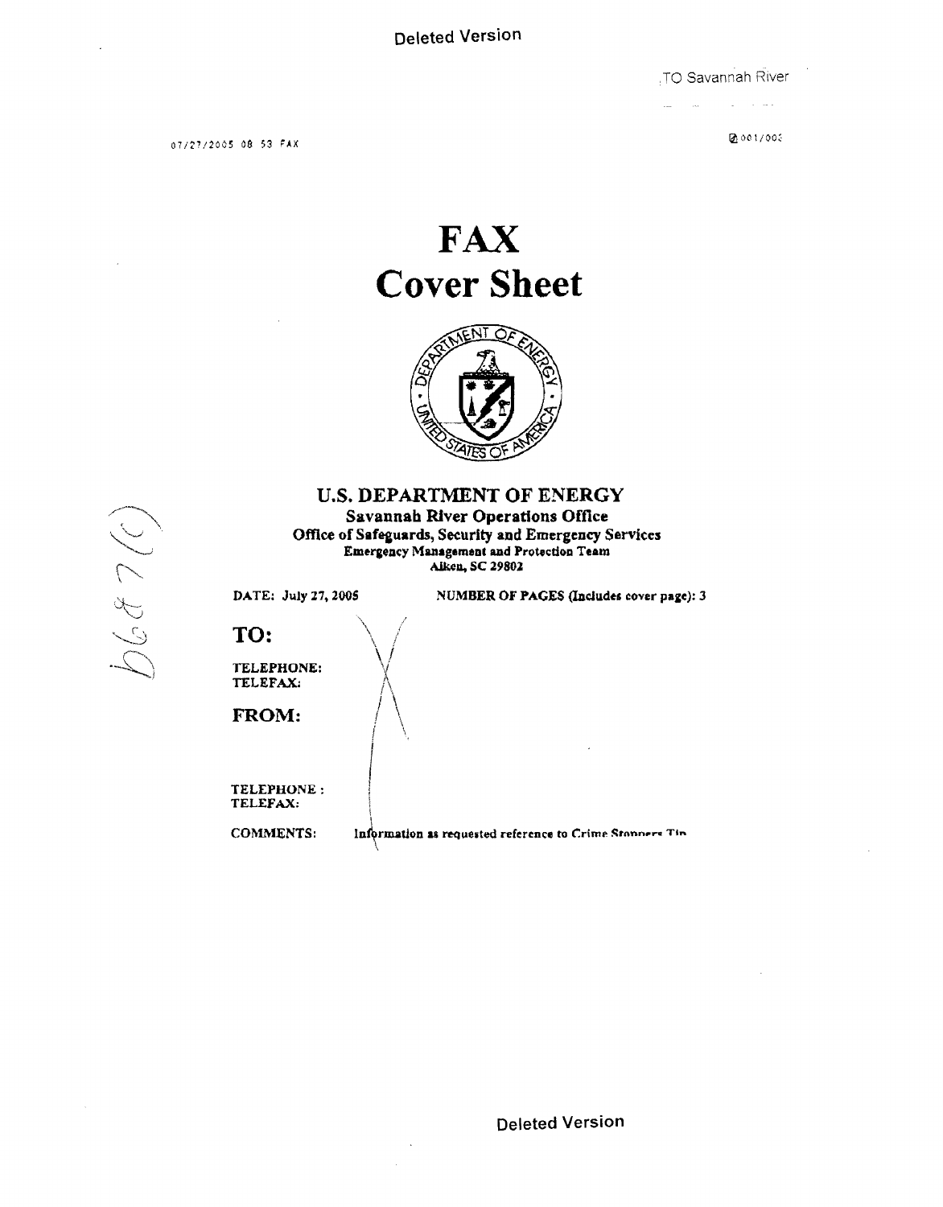Deleted Version

TO Savannah River

07/27/2005 08 53 FAX

001/003

# FAX
# Cover Sheet

## U.S. DEPARTMENT OF ENERGY

**Savannah River Operations Office**
**Office of Safeguards, Security and Emergency Services**
**Emergency Management and Protection Team**
**Aiken, SC 29802**

b6 b7(c)

**DATE:** July 27, 2005 **NUMBER OF PAGES (Includes cover page):** 3

**TO:**

**TELEPHONE:**
**TELEFAX:**

**FROM:**

**TELEPHONE :**
**TELEFAX:**

**COMMENTS:** Information as requested reference to Crime Stoppers Tip

Deleted Version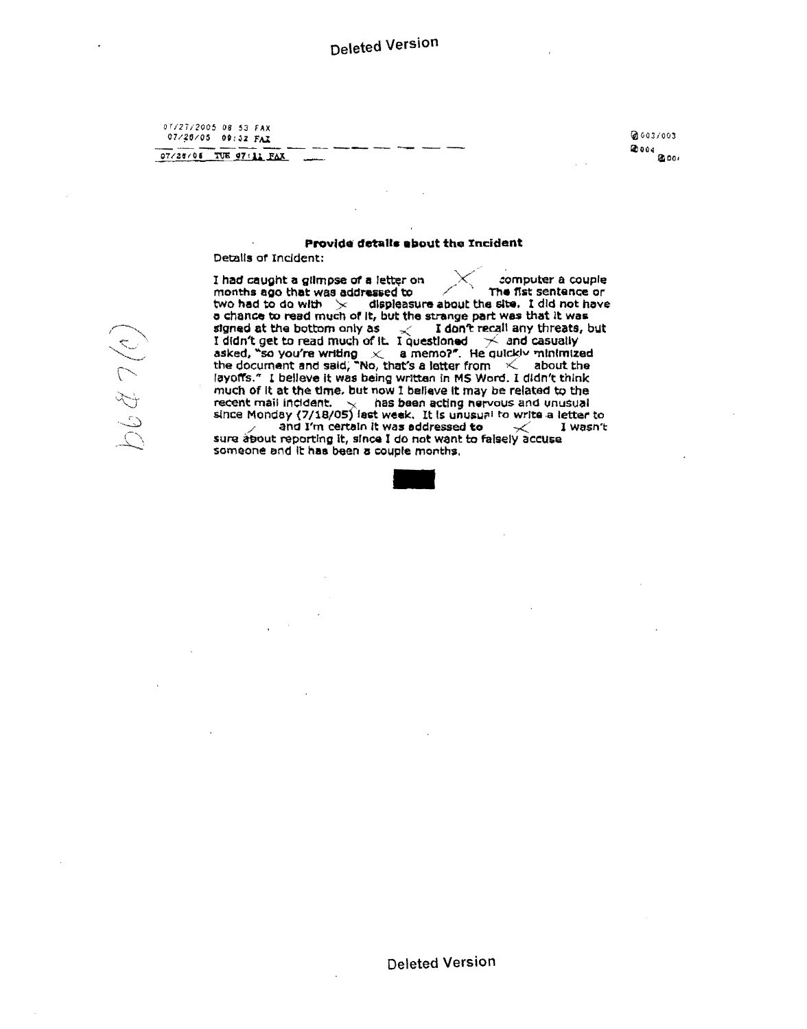Deleted Version

07/27/2005 08 53 FAX
07/20/05 09:32 FAX
07/26/05 TUE 07:11 FAX

003/003
004
001

**Provide details about the Incident**

Details of Incident:

I had caught a glimpse of a letter on computer a couple months ago that was addressed to . The fist sentence or two had to do with displeasure about the site. I did not have a chance to read much of it, but the strange part was that it was signed at the bottom only as . I don't recall any threats, but I didn't get to read much of it. I questioned and casually asked, "so you're writing a memo?". He quickly minimized the document and said, "No, that's a letter from about the layoffs." I believe it was being written in MS Word. I didn't think much of it at the time, but now I believe it may be related to the recent mail incident. has been acting nervous and unusual since Monday (7/18/05) last week. It is unusual to write a letter to and I'm certain it was addressed to . I wasn't sure about reporting it, since I do not want to falsely accuse someone and it has been a couple months.

b6 b7(c)

Deleted Version